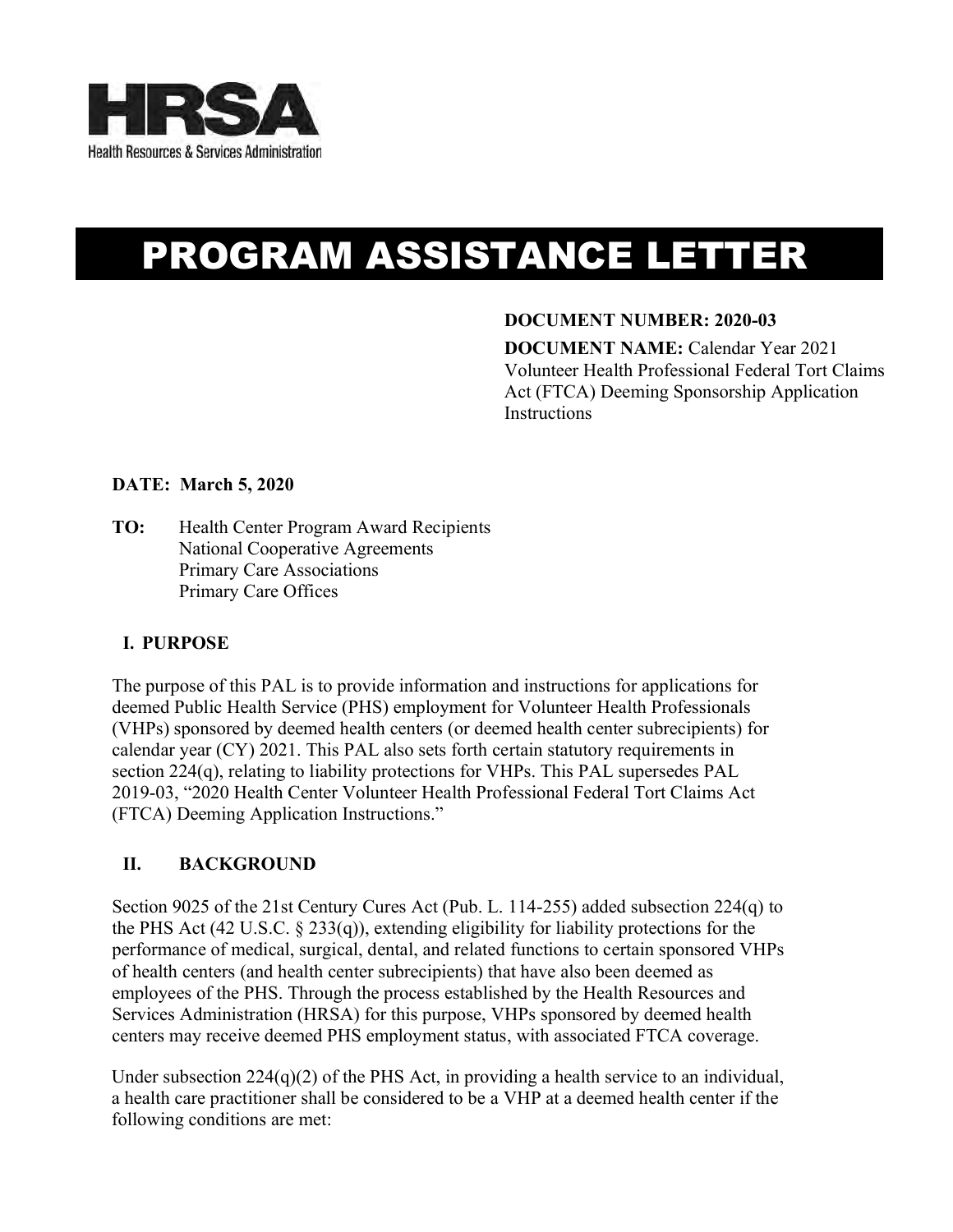HRSA

Health Resources & Services Administration

# PROGRAM ASSISTANCE LETTER

**DOCUMENT NUMBER: 2020-03**

**DOCUMENT NAME:** Calendar Year 2021 Volunteer Health Professional Federal Tort Claims Act (FTCA) Deeming Sponsorship Application Instructions

**DATE: March 5, 2020**

**TO:** Health Center Program Award Recipients
National Cooperative Agreements
Primary Care Associations
Primary Care Offices

## I. PURPOSE

The purpose of this PAL is to provide information and instructions for applications for deemed Public Health Service (PHS) employment for Volunteer Health Professionals (VHPs) sponsored by deemed health centers (or deemed health center subrecipients) for calendar year (CY) 2021. This PAL also sets forth certain statutory requirements in section 224(q), relating to liability protections for VHPs. This PAL supersedes PAL 2019-03, "2020 Health Center Volunteer Health Professional Federal Tort Claims Act (FTCA) Deeming Application Instructions."

## II. BACKGROUND

Section 9025 of the 21st Century Cures Act (Pub. L. 114-255) added subsection 224(q) to the PHS Act (42 U.S.C. § 233(q)), extending eligibility for liability protections for the performance of medical, surgical, dental, and related functions to certain sponsored VHPs of health centers (and health center subrecipients) that have also been deemed as employees of the PHS. Through the process established by the Health Resources and Services Administration (HRSA) for this purpose, VHPs sponsored by deemed health centers may receive deemed PHS employment status, with associated FTCA coverage.

Under subsection 224(q)(2) of the PHS Act, in providing a health service to an individual, a health care practitioner shall be considered to be a VHP at a deemed health center if the following conditions are met: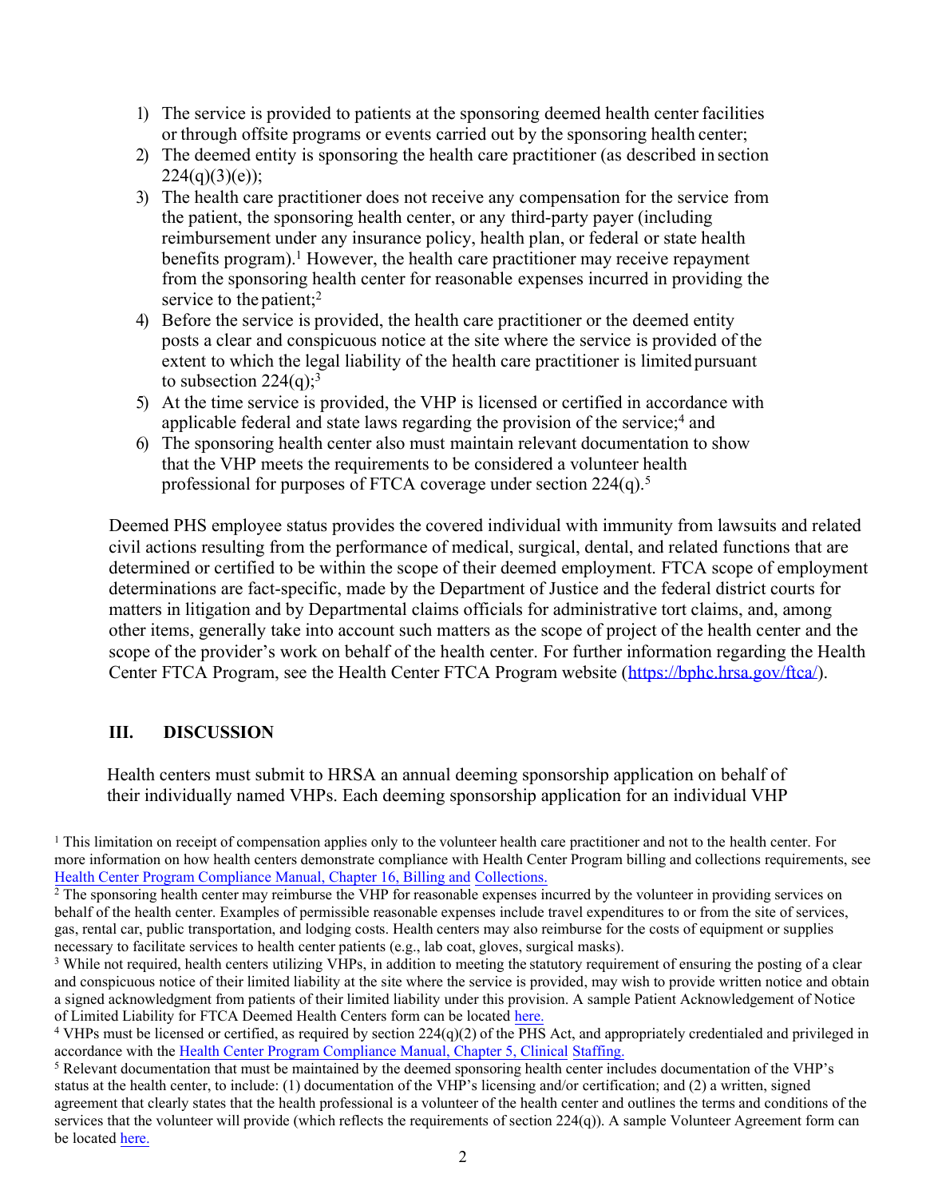1) The service is provided to patients at the sponsoring deemed health center facilities or through offsite programs or events carried out by the sponsoring health center;
2) The deemed entity is sponsoring the health care practitioner (as described in section 224(q)(3)(e));
3) The health care practitioner does not receive any compensation for the service from the patient, the sponsoring health center, or any third-party payer (including reimbursement under any insurance policy, health plan, or federal or state health benefits program).[1] However, the health care practitioner may receive repayment from the sponsoring health center for reasonable expenses incurred in providing the service to the patient;[2]
4) Before the service is provided, the health care practitioner or the deemed entity posts a clear and conspicuous notice at the site where the service is provided of the extent to which the legal liability of the health care practitioner is limited pursuant to subsection 224(q);[3]
5) At the time service is provided, the VHP is licensed or certified in accordance with applicable federal and state laws regarding the provision of the service;[4] and
6) The sponsoring health center also must maintain relevant documentation to show that the VHP meets the requirements to be considered a volunteer health professional for purposes of FTCA coverage under section 224(q).[5]

Deemed PHS employee status provides the covered individual with immunity from lawsuits and related civil actions resulting from the performance of medical, surgical, dental, and related functions that are determined or certified to be within the scope of their deemed employment. FTCA scope of employment determinations are fact-specific, made by the Department of Justice and the federal district courts for matters in litigation and by Departmental claims officials for administrative tort claims, and, among other items, generally take into account such matters as the scope of project of the health center and the scope of the provider's work on behalf of the health center. For further information regarding the Health Center FTCA Program, see the Health Center FTCA Program website (https://bphc.hrsa.gov/ftca/).

## III. DISCUSSION

Health centers must submit to HRSA an annual deeming sponsorship application on behalf of their individually named VHPs. Each deeming sponsorship application for an individual VHP

---

[1] This limitation on receipt of compensation applies only to the volunteer health care practitioner and not to the health center. For more information on how health centers demonstrate compliance with Health Center Program billing and collections requirements, see Health Center Program Compliance Manual, Chapter 16, Billing and Collections.

[2] The sponsoring health center may reimburse the VHP for reasonable expenses incurred by the volunteer in providing services on behalf of the health center. Examples of permissible reasonable expenses include travel expenditures to or from the site of services, gas, rental car, public transportation, and lodging costs. Health centers may also reimburse for the costs of equipment or supplies necessary to facilitate services to health center patients (e.g., lab coat, gloves, surgical masks).

[3] While not required, health centers utilizing VHPs, in addition to meeting the statutory requirement of ensuring the posting of a clear and conspicuous notice of their limited liability at the site where the service is provided, may wish to provide written notice and obtain a signed acknowledgment from patients of their limited liability under this provision. A sample Patient Acknowledgement of Notice of Limited Liability for FTCA Deemed Health Centers form can be located here.

[4] VHPs must be licensed or certified, as required by section 224(q)(2) of the PHS Act, and appropriately credentialed and privileged in accordance with the Health Center Program Compliance Manual, Chapter 5, Clinical Staffing.

[5] Relevant documentation that must be maintained by the deemed sponsoring health center includes documentation of the VHP's status at the health center, to include: (1) documentation of the VHP's licensing and/or certification; and (2) a written, signed agreement that clearly states that the health professional is a volunteer of the health center and outlines the terms and conditions of the services that the volunteer will provide (which reflects the requirements of section 224(q)). A sample Volunteer Agreement form can be located here.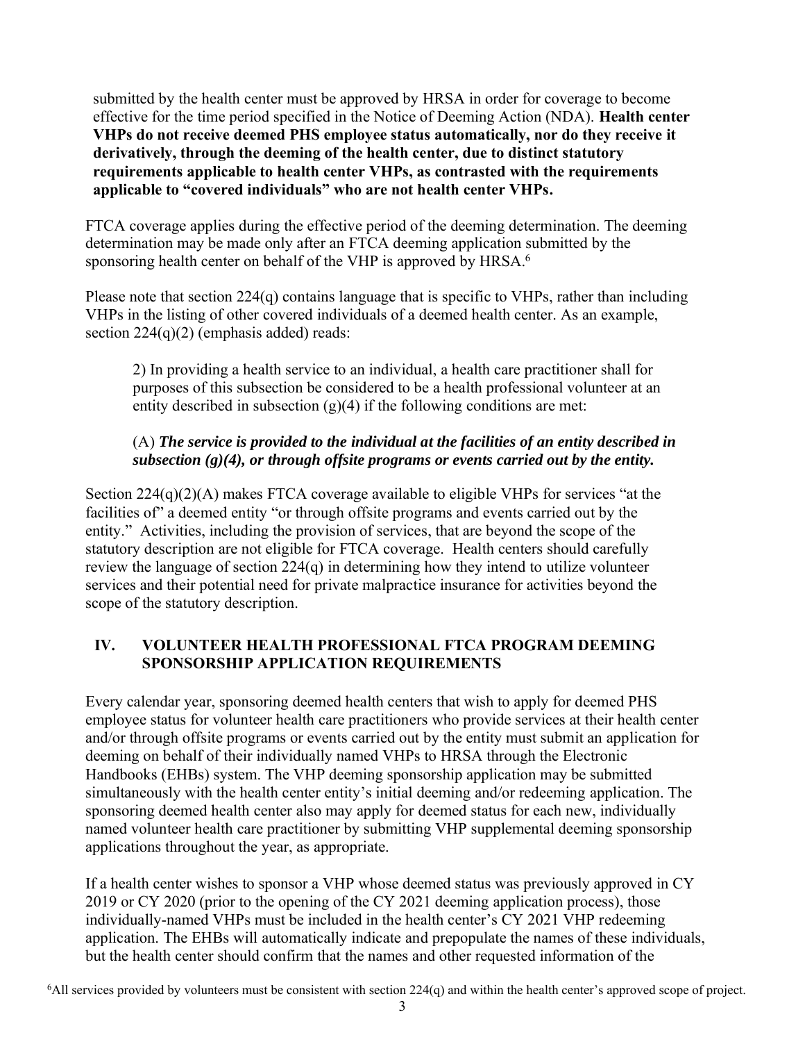submitted by the health center must be approved by HRSA in order for coverage to become effective for the time period specified in the Notice of Deeming Action (NDA). **Health center VHPs do not receive deemed PHS employee status automatically, nor do they receive it derivatively, through the deeming of the health center, due to distinct statutory requirements applicable to health center VHPs, as contrasted with the requirements applicable to "covered individuals" who are not health center VHPs.**

FTCA coverage applies during the effective period of the deeming determination. The deeming determination may be made only after an FTCA deeming application submitted by the sponsoring health center on behalf of the VHP is approved by HRSA.[6]

Please note that section 224(q) contains language that is specific to VHPs, rather than including VHPs in the listing of other covered individuals of a deemed health center. As an example, section 224(q)(2) (emphasis added) reads:

> 2) In providing a health service to an individual, a health care practitioner shall for purposes of this subsection be considered to be a health professional volunteer at an entity described in subsection (g)(4) if the following conditions are met:
>
> (A) ***The service is provided to the individual at the facilities of an entity described in subsection (g)(4), or through offsite programs or events carried out by the entity.***

Section 224(q)(2)(A) makes FTCA coverage available to eligible VHPs for services "at the facilities of" a deemed entity "or through offsite programs and events carried out by the entity." Activities, including the provision of services, that are beyond the scope of the statutory description are not eligible for FTCA coverage. Health centers should carefully review the language of section 224(q) in determining how they intend to utilize volunteer services and their potential need for private malpractice insurance for activities beyond the scope of the statutory description.

## IV. VOLUNTEER HEALTH PROFESSIONAL FTCA PROGRAM DEEMING SPONSORSHIP APPLICATION REQUIREMENTS

Every calendar year, sponsoring deemed health centers that wish to apply for deemed PHS employee status for volunteer health care practitioners who provide services at their health center and/or through offsite programs or events carried out by the entity must submit an application for deeming on behalf of their individually named VHPs to HRSA through the Electronic Handbooks (EHBs) system. The VHP deeming sponsorship application may be submitted simultaneously with the health center entity's initial deeming and/or redeeming application. The sponsoring deemed health center also may apply for deemed status for each new, individually named volunteer health care practitioner by submitting VHP supplemental deeming sponsorship applications throughout the year, as appropriate.

If a health center wishes to sponsor a VHP whose deemed status was previously approved in CY 2019 or CY 2020 (prior to the opening of the CY 2021 deeming application process), those individually-named VHPs must be included in the health center's CY 2021 VHP redeeming application. The EHBs will automatically indicate and prepopulate the names of these individuals, but the health center should confirm that the names and other requested information of the

[6] All services provided by volunteers must be consistent with section 224(q) and within the health center's approved scope of project.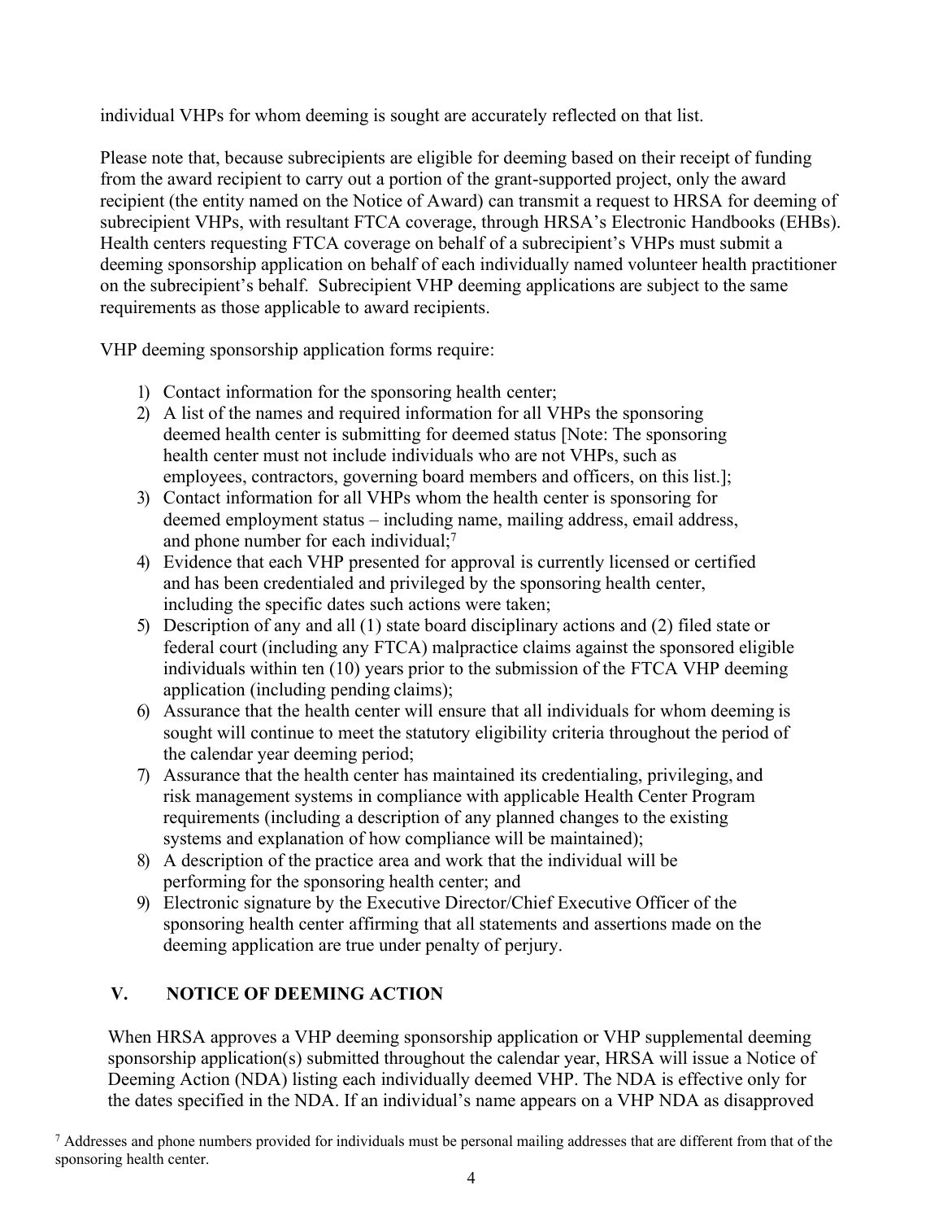individual VHPs for whom deeming is sought are accurately reflected on that list.

Please note that, because subrecipients are eligible for deeming based on their receipt of funding from the award recipient to carry out a portion of the grant-supported project, only the award recipient (the entity named on the Notice of Award) can transmit a request to HRSA for deeming of subrecipient VHPs, with resultant FTCA coverage, through HRSA's Electronic Handbooks (EHBs). Health centers requesting FTCA coverage on behalf of a subrecipient's VHPs must submit a deeming sponsorship application on behalf of each individually named volunteer health practitioner on the subrecipient's behalf. Subrecipient VHP deeming applications are subject to the same requirements as those applicable to award recipients.

VHP deeming sponsorship application forms require:

1) Contact information for the sponsoring health center;
2) A list of the names and required information for all VHPs the sponsoring deemed health center is submitting for deemed status [Note: The sponsoring health center must not include individuals who are not VHPs, such as employees, contractors, governing board members and officers, on this list.];
3) Contact information for all VHPs whom the health center is sponsoring for deemed employment status – including name, mailing address, email address, and phone number for each individual;[7]
4) Evidence that each VHP presented for approval is currently licensed or certified and has been credentialed and privileged by the sponsoring health center, including the specific dates such actions were taken;
5) Description of any and all (1) state board disciplinary actions and (2) filed state or federal court (including any FTCA) malpractice claims against the sponsored eligible individuals within ten (10) years prior to the submission of the FTCA VHP deeming application (including pending claims);
6) Assurance that the health center will ensure that all individuals for whom deeming is sought will continue to meet the statutory eligibility criteria throughout the period of the calendar year deeming period;
7) Assurance that the health center has maintained its credentialing, privileging, and risk management systems in compliance with applicable Health Center Program requirements (including a description of any planned changes to the existing systems and explanation of how compliance will be maintained);
8) A description of the practice area and work that the individual will be performing for the sponsoring health center; and
9) Electronic signature by the Executive Director/Chief Executive Officer of the sponsoring health center affirming that all statements and assertions made on the deeming application are true under penalty of perjury.

## V. NOTICE OF DEEMING ACTION

When HRSA approves a VHP deeming sponsorship application or VHP supplemental deeming sponsorship application(s) submitted throughout the calendar year, HRSA will issue a Notice of Deeming Action (NDA) listing each individually deemed VHP. The NDA is effective only for the dates specified in the NDA. If an individual's name appears on a VHP NDA as disapproved

[7] Addresses and phone numbers provided for individuals must be personal mailing addresses that are different from that of the sponsoring health center.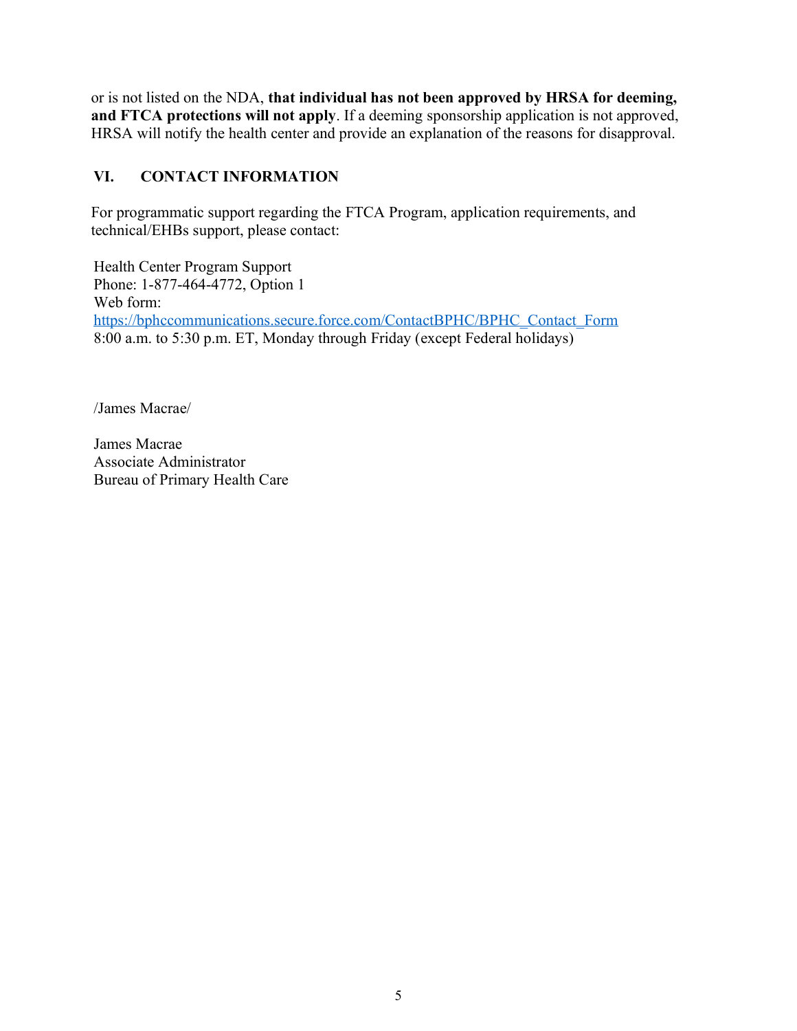or is not listed on the NDA, **that individual has not been approved by HRSA for deeming, and FTCA protections will not apply**. If a deeming sponsorship application is not approved, HRSA will notify the health center and provide an explanation of the reasons for disapproval.

## VI. CONTACT INFORMATION

For programmatic support regarding the FTCA Program, application requirements, and technical/EHBs support, please contact:

Health Center Program Support
Phone: 1-877-464-4772, Option 1
Web form:
https://bphccommunications.secure.force.com/ContactBPHC/BPHC_Contact_Form
8:00 a.m. to 5:30 p.m. ET, Monday through Friday (except Federal holidays)

/James Macrae/

James Macrae
Associate Administrator
Bureau of Primary Health Care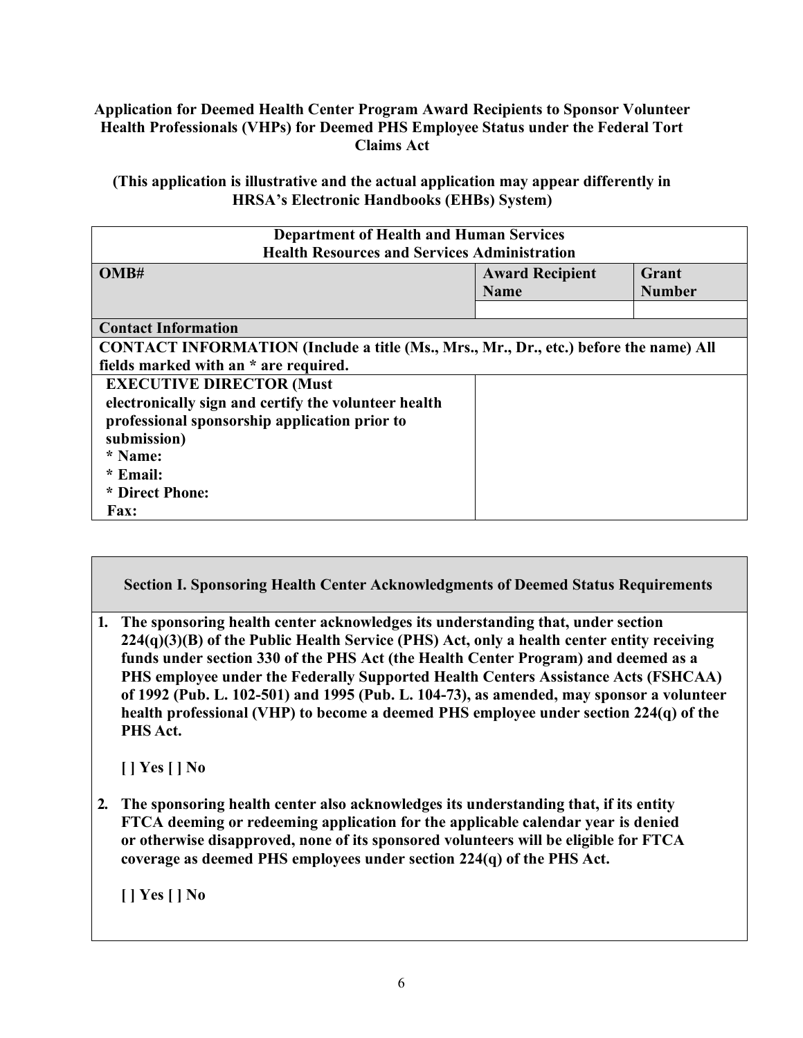**Application for Deemed Health Center Program Award Recipients to Sponsor Volunteer Health Professionals (VHPs) for Deemed PHS Employee Status under the Federal Tort Claims Act**

**(This application is illustrative and the actual application may appear differently in HRSA's Electronic Handbooks (EHBs) System)**

| **Department of Health and Human Services<br>Health Resources and Services Administration** | | |
|---|---|---|
| **OMB#** | **Award Recipient Name** | **Grant Number** |
| | | |
| **Contact Information** | | |
| **CONTACT INFORMATION (Include a title (Ms., Mrs., Mr., Dr., etc.) before the name) All fields marked with an * are required.** | | |
| **EXECUTIVE DIRECTOR (Must electronically sign and certify the volunteer health professional sponsorship application prior to submission)**<br>*** Name:**<br>*** Email:**<br>*** Direct Phone:**<br>**Fax:** | | |

**Section I. Sponsoring Health Center Acknowledgments of Deemed Status Requirements**

1. **The sponsoring health center acknowledges its understanding that, under section 224(q)(3)(B) of the Public Health Service (PHS) Act, only a health center entity receiving funds under section 330 of the PHS Act (the Health Center Program) and deemed as a PHS employee under the Federally Supported Health Centers Assistance Acts (FSHCAA) of 1992 (Pub. L. 102-501) and 1995 (Pub. L. 104-73), as amended, may sponsor a volunteer health professional (VHP) to become a deemed PHS employee under section 224(q) of the PHS Act.**

   **[ ] Yes [ ] No**

2. **The sponsoring health center also acknowledges its understanding that, if its entity FTCA deeming or redeeming application for the applicable calendar year is denied or otherwise disapproved, none of its sponsored volunteers will be eligible for FTCA coverage as deemed PHS employees under section 224(q) of the PHS Act.**

   **[ ] Yes [ ] No**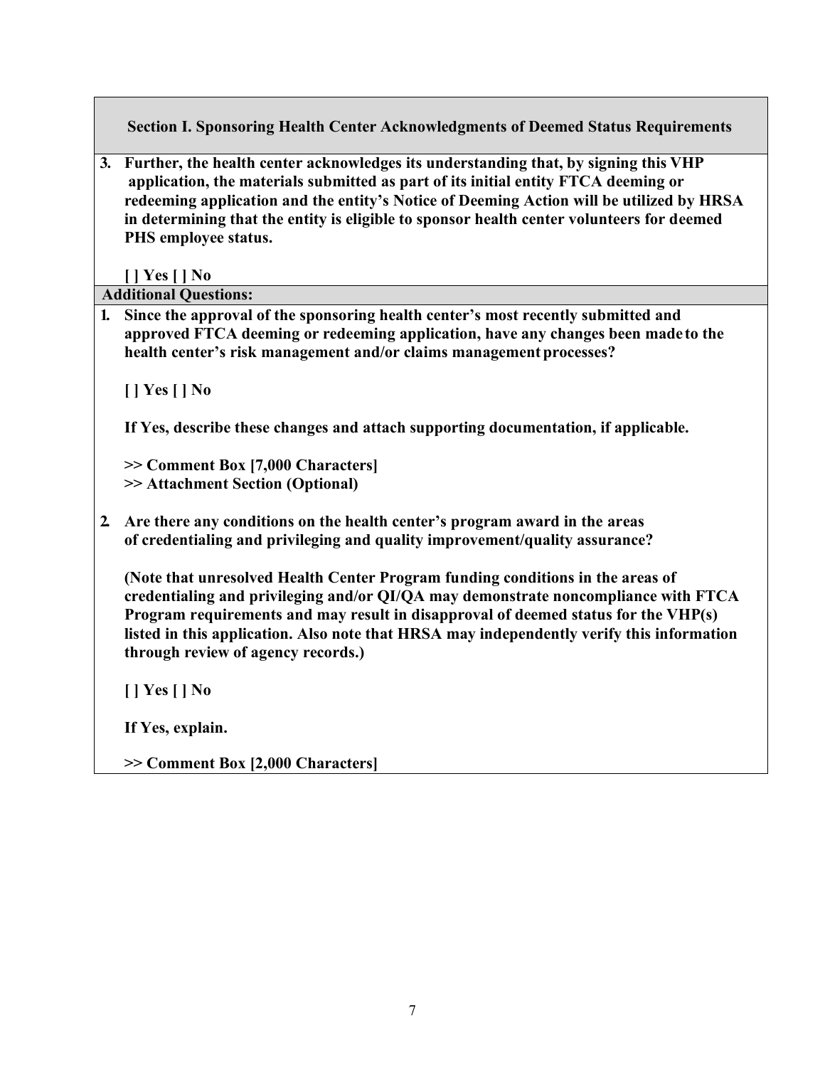### Section I. Sponsoring Health Center Acknowledgments of Deemed Status Requirements

3. **Further, the health center acknowledges its understanding that, by signing this VHP application, the materials submitted as part of its initial entity FTCA deeming or redeeming application and the entity's Notice of Deeming Action will be utilized by HRSA in determining that the entity is eligible to sponsor health center volunteers for deemed PHS employee status.**

   **[ ] Yes [ ] No**

**Additional Questions:**

1. **Since the approval of the sponsoring health center's most recently submitted and approved FTCA deeming or redeeming application, have any changes been made to the health center's risk management and/or claims management processes?**

   **[ ] Yes [ ] No**

   **If Yes, describe these changes and attach supporting documentation, if applicable.**

   **>> Comment Box [7,000 Characters]**
   **>> Attachment Section (Optional)**

2. **Are there any conditions on the health center's program award in the areas of credentialing and privileging and quality improvement/quality assurance?**

   **(Note that unresolved Health Center Program funding conditions in the areas of credentialing and privileging and/or QI/QA may demonstrate noncompliance with FTCA Program requirements and may result in disapproval of deemed status for the VHP(s) listed in this application. Also note that HRSA may independently verify this information through review of agency records.)**

   **[ ] Yes [ ] No**

   **If Yes, explain.**

   **>> Comment Box [2,000 Characters]**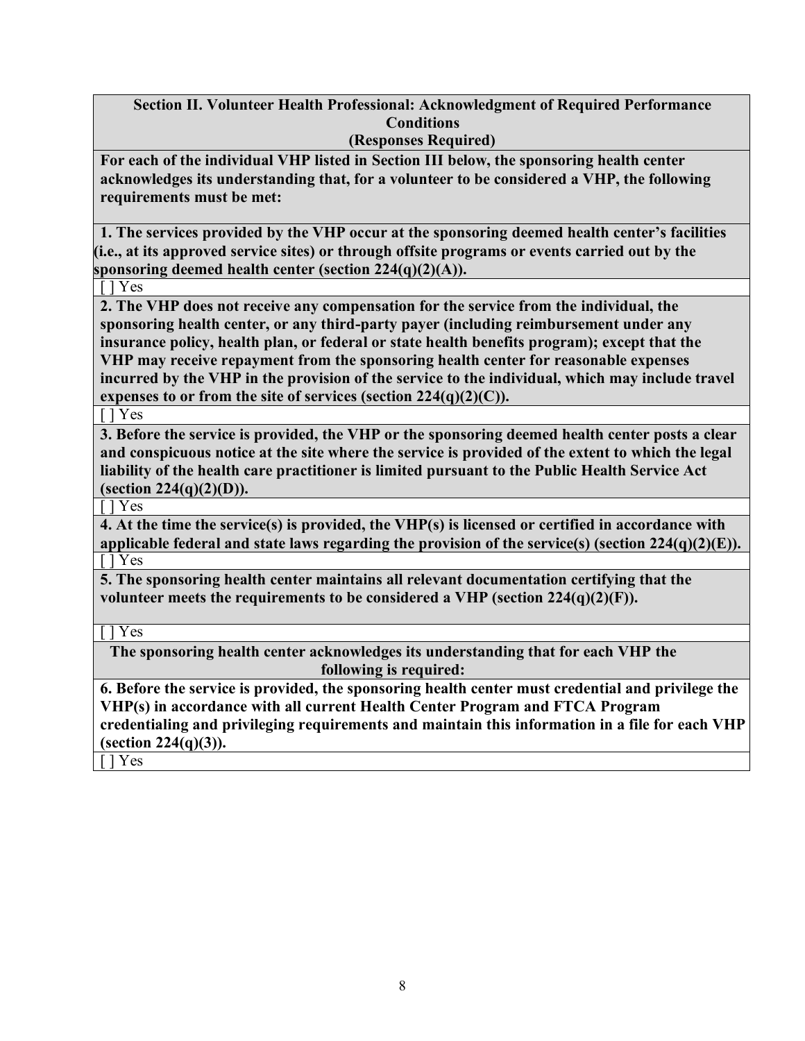**Section II. Volunteer Health Professional: Acknowledgment of Required Performance Conditions**
**(Responses Required)**

**For each of the individual VHP listed in Section III below, the sponsoring health center acknowledges its understanding that, for a volunteer to be considered a VHP, the following requirements must be met:**

**1. The services provided by the VHP occur at the sponsoring deemed health center's facilities (i.e., at its approved service sites) or through offsite programs or events carried out by the sponsoring deemed health center (section 224(q)(2)(A)).**

[ ] Yes

**2. The VHP does not receive any compensation for the service from the individual, the sponsoring health center, or any third-party payer (including reimbursement under any insurance policy, health plan, or federal or state health benefits program); except that the VHP may receive repayment from the sponsoring health center for reasonable expenses incurred by the VHP in the provision of the service to the individual, which may include travel expenses to or from the site of services (section 224(q)(2)(C)).**

[ ] Yes

**3. Before the service is provided, the VHP or the sponsoring deemed health center posts a clear and conspicuous notice at the site where the service is provided of the extent to which the legal liability of the health care practitioner is limited pursuant to the Public Health Service Act (section 224(q)(2)(D)).**

[ ] Yes

**4. At the time the service(s) is provided, the VHP(s) is licensed or certified in accordance with applicable federal and state laws regarding the provision of the service(s) (section 224(q)(2)(E)).**

[ ] Yes

**5. The sponsoring health center maintains all relevant documentation certifying that the volunteer meets the requirements to be considered a VHP (section 224(q)(2)(F)).**

[ ] Yes

**The sponsoring health center acknowledges its understanding that for each VHP the following is required:**

**6. Before the service is provided, the sponsoring health center must credential and privilege the VHP(s) in accordance with all current Health Center Program and FTCA Program credentialing and privileging requirements and maintain this information in a file for each VHP (section 224(q)(3)).**

[ ] Yes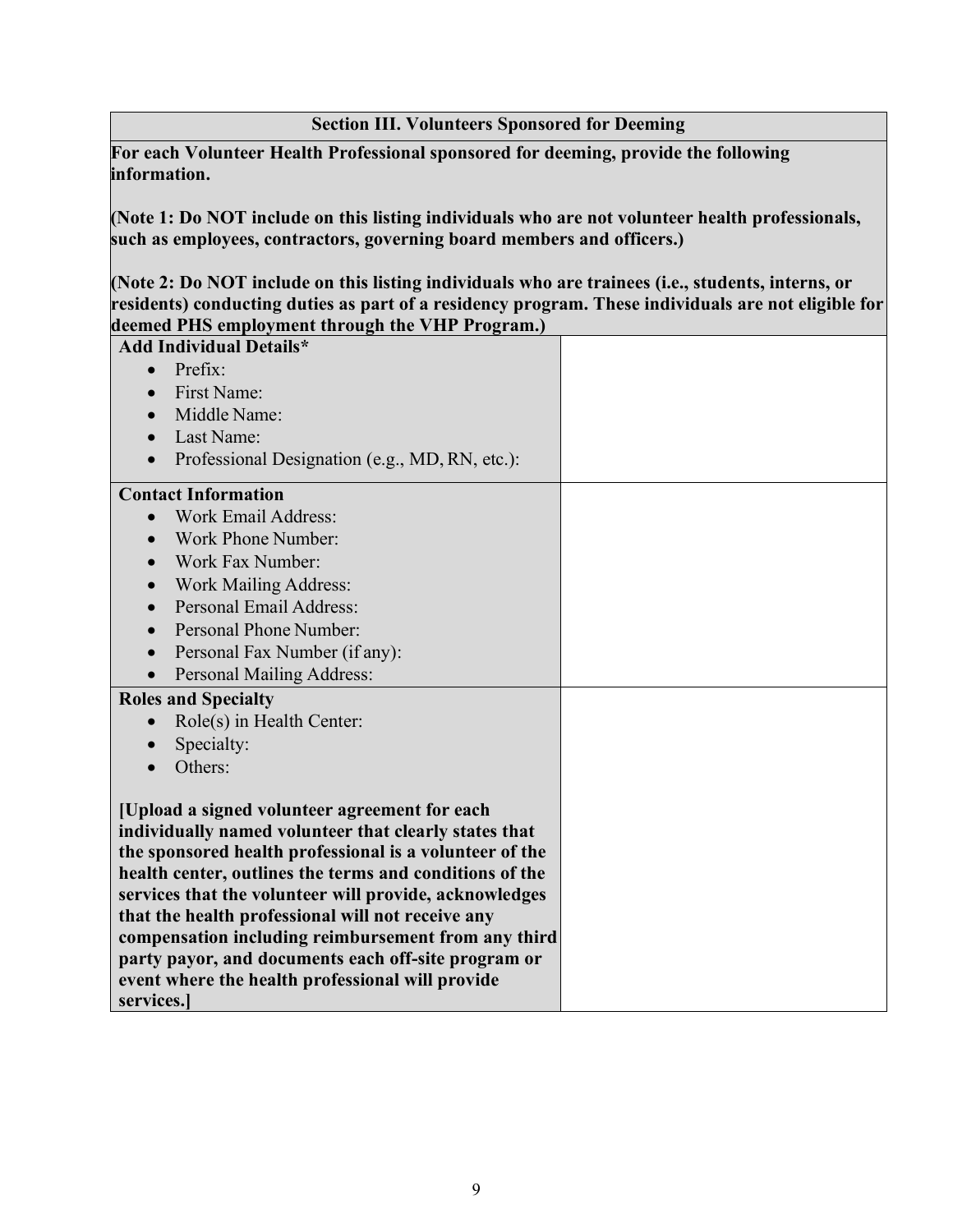| Section III. Volunteers Sponsored for Deeming | |
|---|---|
| **For each Volunteer Health Professional sponsored for deeming, provide the following information.**<br><br>**(Note 1: Do NOT include on this listing individuals who are not volunteer health professionals, such as employees, contractors, governing board members and officers.)**<br><br>**(Note 2: Do NOT include on this listing individuals who are trainees (i.e., students, interns, or residents) conducting duties as part of a residency program. These individuals are not eligible for deemed PHS employment through the VHP Program.)** | |
| **Add Individual Details***<br>• Prefix:<br>• First Name:<br>• Middle Name:<br>• Last Name:<br>• Professional Designation (e.g., MD, RN, etc.): | |
| **Contact Information**<br>• Work Email Address:<br>• Work Phone Number:<br>• Work Fax Number:<br>• Work Mailing Address:<br>• Personal Email Address:<br>• Personal Phone Number:<br>• Personal Fax Number (if any):<br>• Personal Mailing Address: | |
| **Roles and Specialty**<br>• Role(s) in Health Center:<br>• Specialty:<br>• Others:<br><br>**[Upload a signed volunteer agreement for each individually named volunteer that clearly states that the sponsored health professional is a volunteer of the health center, outlines the terms and conditions of the services that the volunteer will provide, acknowledges that the health professional will not receive any compensation including reimbursement from any third party payor, and documents each off-site program or event where the health professional will provide services.]** | |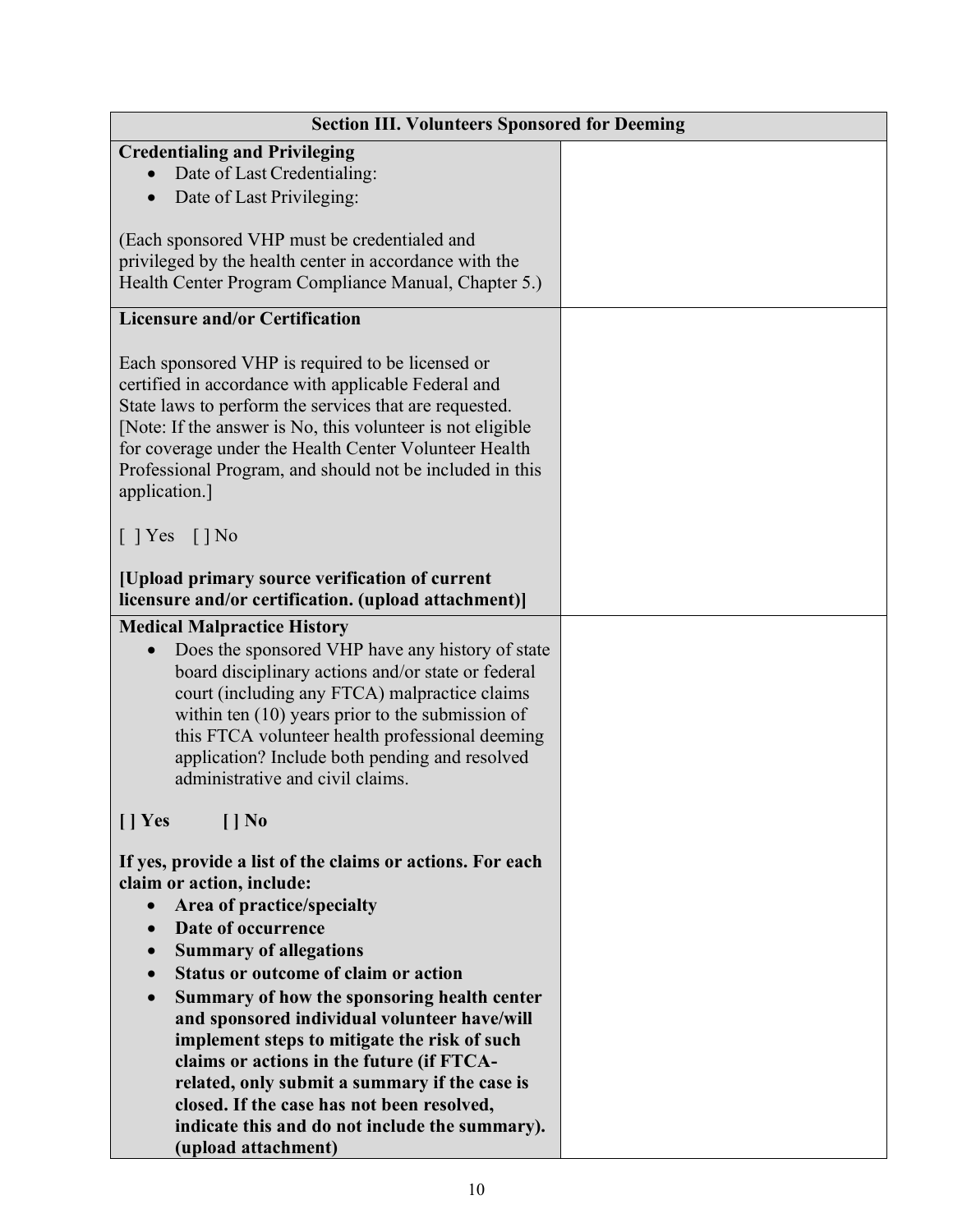| Section III. Volunteers Sponsored for Deeming | |
|---|---|
| **Credentialing and Privileging**<br>• Date of Last Credentialing:<br>• Date of Last Privileging:<br><br>(Each sponsored VHP must be credentialed and privileged by the health center in accordance with the Health Center Program Compliance Manual, Chapter 5.) | |
| **Licensure and/or Certification**<br><br>Each sponsored VHP is required to be licensed or certified in accordance with applicable Federal and State laws to perform the services that are requested. [Note: If the answer is No, this volunteer is not eligible for coverage under the Health Center Volunteer Health Professional Program, and should not be included in this application.]<br><br>[ ] Yes [ ] No<br><br>**[Upload primary source verification of current licensure and/or certification. (upload attachment)]** | |
| **Medical Malpractice History**<br>• Does the sponsored VHP have any history of state board disciplinary actions and/or state or federal court (including any FTCA) malpractice claims within ten (10) years prior to the submission of this FTCA volunteer health professional deeming application? Include both pending and resolved administrative and civil claims.<br><br>**[ ] Yes [ ] No**<br><br>**If yes, provide a list of the claims or actions. For each claim or action, include:**<br>• **Area of practice/specialty**<br>• **Date of occurrence**<br>• **Summary of allegations**<br>• **Status or outcome of claim or action**<br>• **Summary of how the sponsoring health center and sponsored individual volunteer have/will implement steps to mitigate the risk of such claims or actions in the future (if FTCA-related, only submit a summary if the case is closed. If the case has not been resolved, indicate this and do not include the summary). (upload attachment)** | |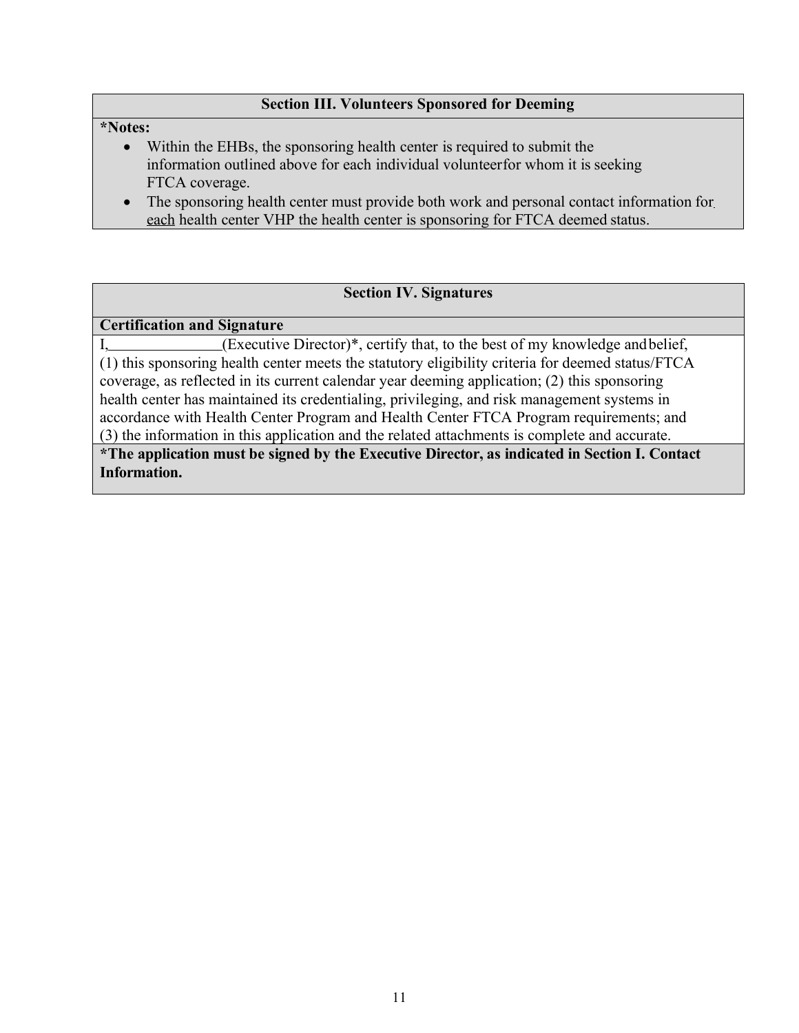## Section III. Volunteers Sponsored for Deeming

**\*Notes:**

- Within the EHBs, the sponsoring health center is required to submit the information outlined above for each individual volunteer for whom it is seeking FTCA coverage.
- The sponsoring health center must provide both work and personal contact information for each health center VHP the health center is sponsoring for FTCA deemed status.

## Section IV. Signatures

**Certification and Signature**

I, _______________ (Executive Director)*, certify that, to the best of my knowledge and belief, (1) this sponsoring health center meets the statutory eligibility criteria for deemed status/FTCA coverage, as reflected in its current calendar year deeming application; (2) this sponsoring health center has maintained its credentialing, privileging, and risk management systems in accordance with Health Center Program and Health Center FTCA Program requirements; and (3) the information in this application and the related attachments is complete and accurate.

**\*The application must be signed by the Executive Director, as indicated in Section I. Contact Information.**